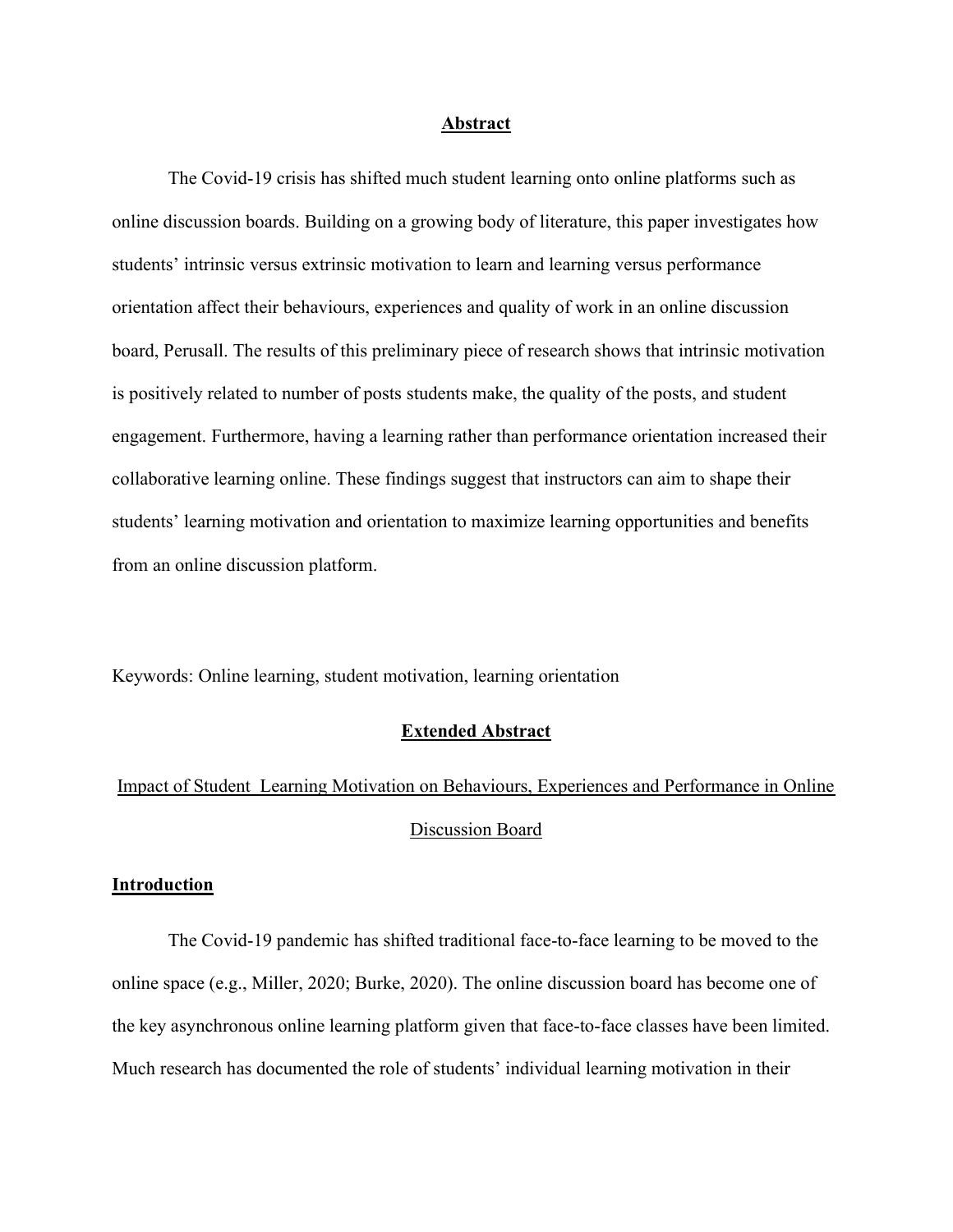## Abstract

The Covid-19 crisis has shifted much student learning onto online platforms such as online discussion boards. Building on a growing body of literature, this paper investigates how students' intrinsic versus extrinsic motivation to learn and learning versus performance orientation affect their behaviours, experiences and quality of work in an online discussion board, Perusall. The results of this preliminary piece of research shows that intrinsic motivation is positively related to number of posts students make, the quality of the posts, and student engagement. Furthermore, having a learning rather than performance orientation increased their collaborative learning online. These findings suggest that instructors can aim to shape their students' learning motivation and orientation to maximize learning opportunities and benefits from an online discussion platform.

Keywords: Online learning, student motivation, learning orientation

## Extended Abstract

### Impact of Student Learning Motivation on Behaviours, Experiences and Performance in Online Discussion Board

### Introduction

The Covid-19 pandemic has shifted traditional face-to-face learning to be moved to the online space (e.g., Miller, 2020; Burke, 2020). The online discussion board has become one of the key asynchronous online learning platform given that face-to-face classes have been limited. Much research has documented the role of students' individual learning motivation in their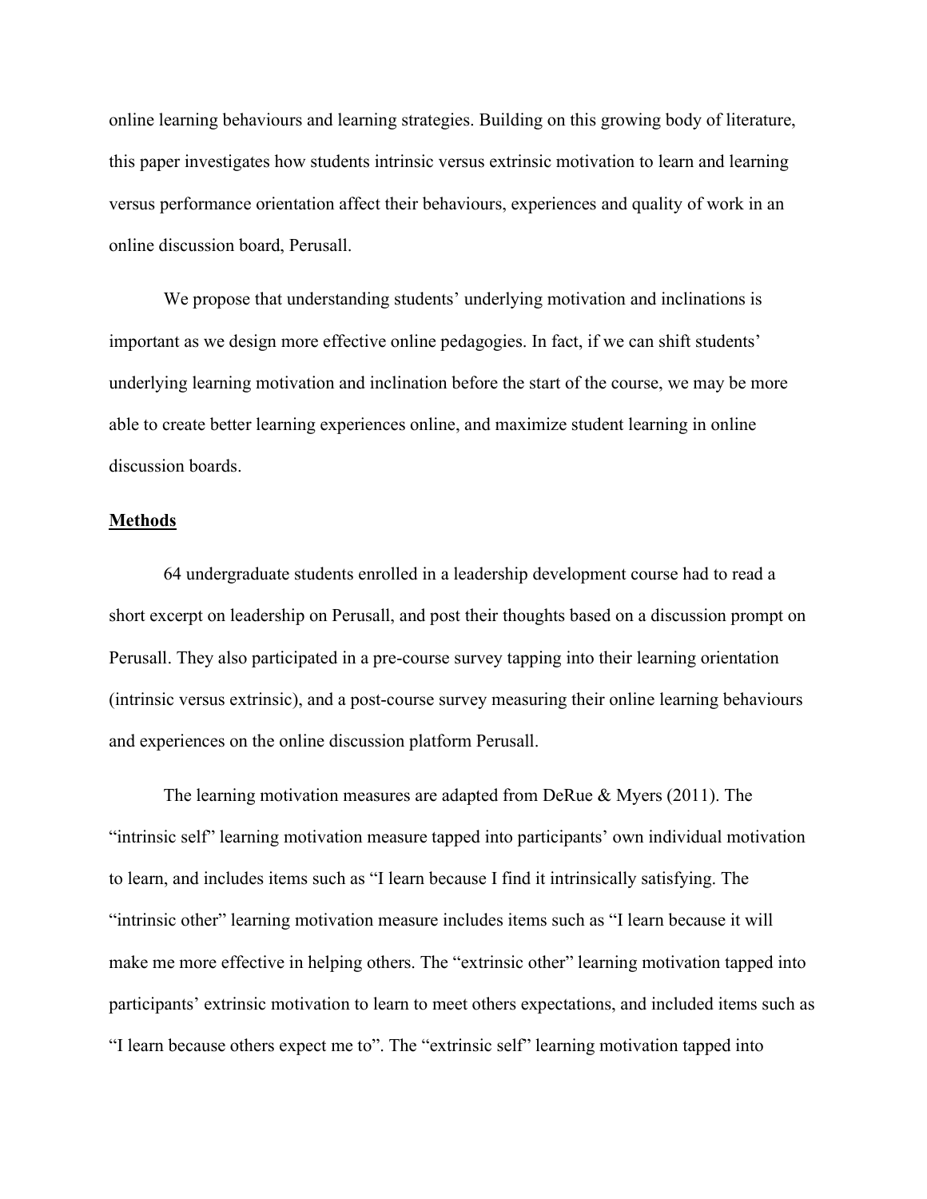online learning behaviours and learning strategies. Building on this growing body of literature, this paper investigates how students intrinsic versus extrinsic motivation to learn and learning versus performance orientation affect their behaviours, experiences and quality of work in an online discussion board, Perusall.

We propose that understanding students' underlying motivation and inclinations is important as we design more effective online pedagogies. In fact, if we can shift students' underlying learning motivation and inclination before the start of the course, we may be more able to create better learning experiences online, and maximize student learning in online discussion boards.

## Methods

64 undergraduate students enrolled in a leadership development course had to read a short excerpt on leadership on Perusall, and post their thoughts based on a discussion prompt on Perusall. They also participated in a pre-course survey tapping into their learning orientation (intrinsic versus extrinsic), and a post-course survey measuring their online learning behaviours and experiences on the online discussion platform Perusall.

The learning motivation measures are adapted from DeRue & Myers (2011). The "intrinsic self" learning motivation measure tapped into participants' own individual motivation to learn, and includes items such as "I learn because I find it intrinsically satisfying. The "intrinsic other" learning motivation measure includes items such as "I learn because it will make me more effective in helping others. The "extrinsic other" learning motivation tapped into participants' extrinsic motivation to learn to meet others expectations, and included items such as "I learn because others expect me to". The "extrinsic self" learning motivation tapped into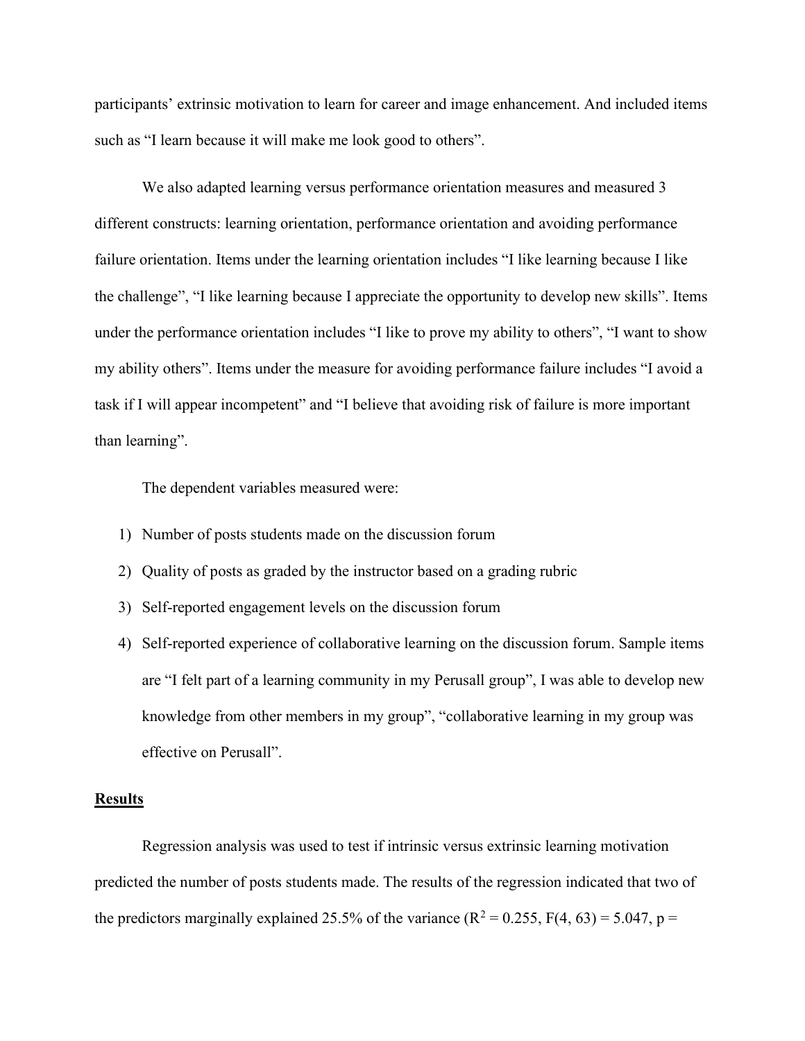participants' extrinsic motivation to learn for career and image enhancement. And included items such as "I learn because it will make me look good to others".

We also adapted learning versus performance orientation measures and measured 3 different constructs: learning orientation, performance orientation and avoiding performance failure orientation. Items under the learning orientation includes "I like learning because I like the challenge", "I like learning because I appreciate the opportunity to develop new skills". Items under the performance orientation includes "I like to prove my ability to others", "I want to show my ability others". Items under the measure for avoiding performance failure includes "I avoid a task if I will appear incompetent" and "I believe that avoiding risk of failure is more important than learning".

The dependent variables measured were:

1) Number of posts students made on the discussion forum
2) Quality of posts as graded by the instructor based on a grading rubric
3) Self-reported engagement levels on the discussion forum
4) Self-reported experience of collaborative learning on the discussion forum. Sample items are "I felt part of a learning community in my Perusall group", I was able to develop new knowledge from other members in my group", "collaborative learning in my group was effective on Perusall".

## **Results**

Regression analysis was used to test if intrinsic versus extrinsic learning motivation predicted the number of posts students made. The results of the regression indicated that two of the predictors marginally explained 25.5% of the variance ($R^2 = 0.255$, $F(4, 63) = 5.047$, p =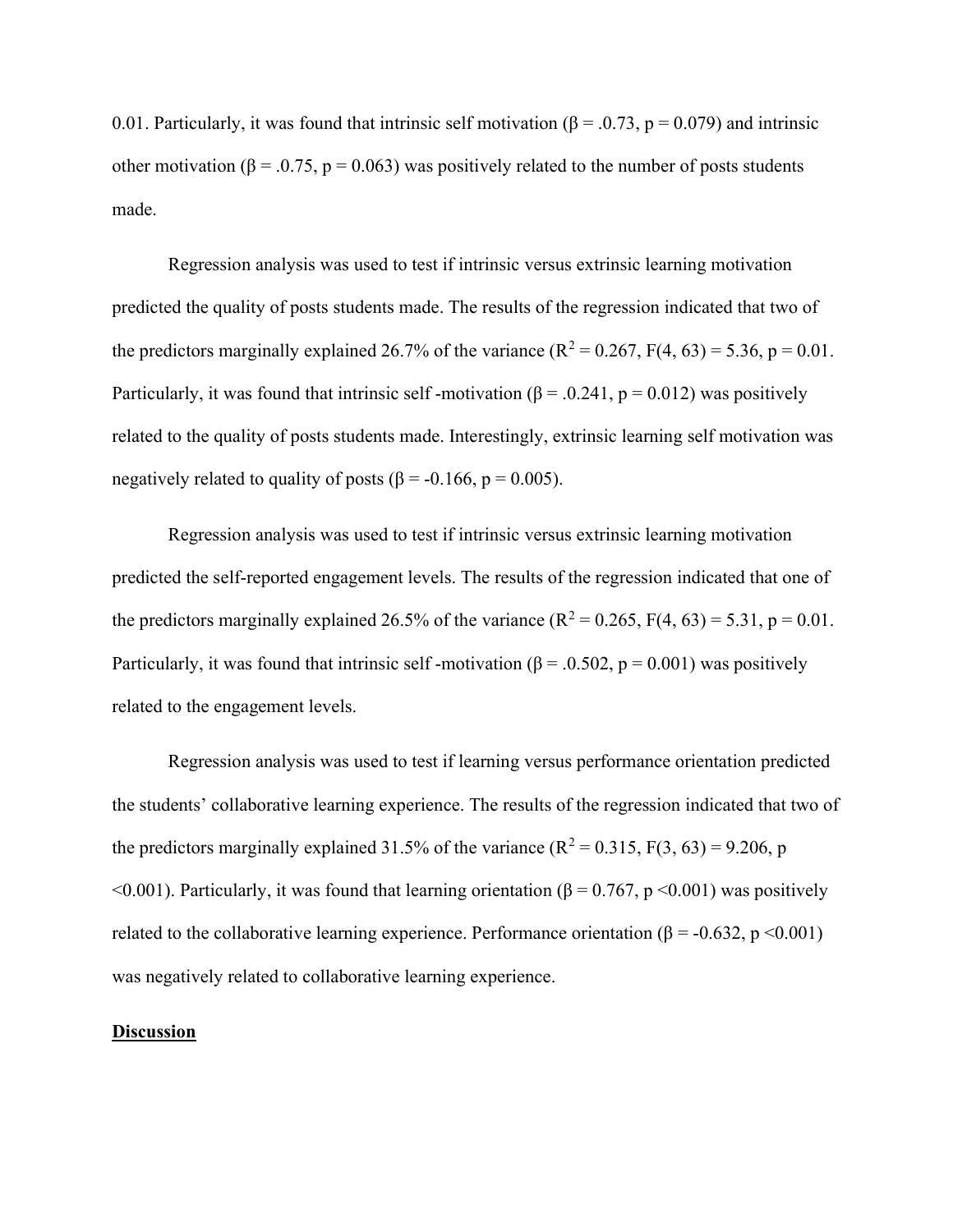0.01. Particularly, it was found that intrinsic self motivation (β = .0.73, $p = 0.079$) and intrinsic other motivation (β = .0.75, $p = 0.063$) was positively related to the number of posts students made.

Regression analysis was used to test if intrinsic versus extrinsic learning motivation predicted the quality of posts students made. The results of the regression indicated that two of the predictors marginally explained 26.7% of the variance ($R^2 = 0.267$, $F(4, 63) = 5.36$, $p = 0.01$. Particularly, it was found that intrinsic self -motivation (β = .0.241, $p = 0.012$) was positively related to the quality of posts students made. Interestingly, extrinsic learning self motivation was negatively related to quality of posts (β = -0.166, $p = 0.005$).

Regression analysis was used to test if intrinsic versus extrinsic learning motivation predicted the self-reported engagement levels. The results of the regression indicated that one of the predictors marginally explained 26.5% of the variance ($R^2 = 0.265$, $F(4, 63) = 5.31$, $p = 0.01$. Particularly, it was found that intrinsic self -motivation (β = .0.502, $p = 0.001$) was positively related to the engagement levels.

Regression analysis was used to test if learning versus performance orientation predicted the students' collaborative learning experience. The results of the regression indicated that two of the predictors marginally explained 31.5% of the variance ($R^2 = 0.315$, $F(3, 63) = 9.206$, $p < 0.001$). Particularly, it was found that learning orientation (β = 0.767, $p < 0.001$) was positively related to the collaborative learning experience. Performance orientation (β = -0.632, $p < 0.001$) was negatively related to collaborative learning experience.

## **Discussion**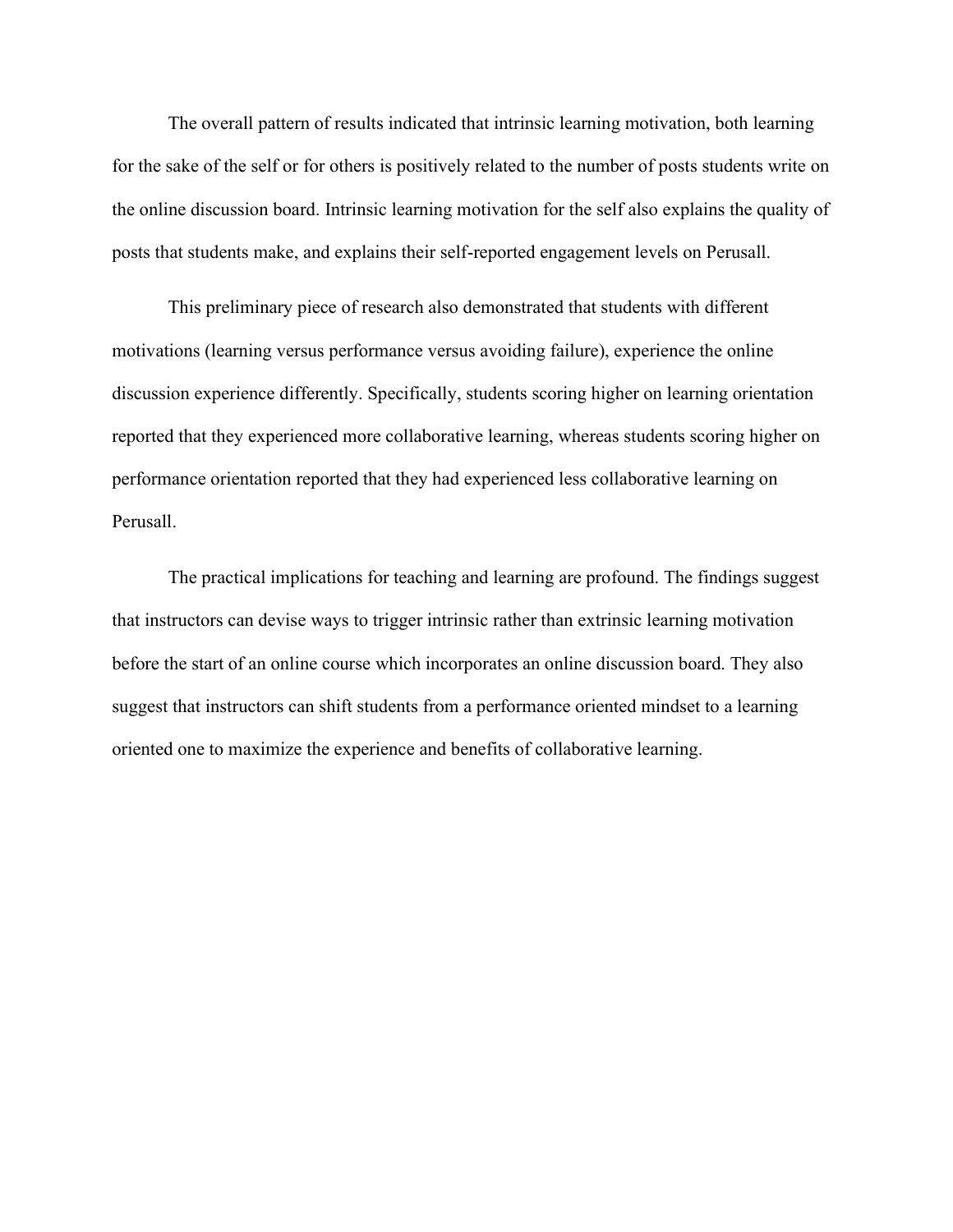The overall pattern of results indicated that intrinsic learning motivation, both learning for the sake of the self or for others is positively related to the number of posts students write on the online discussion board. Intrinsic learning motivation for the self also explains the quality of posts that students make, and explains their self-reported engagement levels on Perusall.

This preliminary piece of research also demonstrated that students with different motivations (learning versus performance versus avoiding failure), experience the online discussion experience differently. Specifically, students scoring higher on learning orientation reported that they experienced more collaborative learning, whereas students scoring higher on performance orientation reported that they had experienced less collaborative learning on Perusall.

The practical implications for teaching and learning are profound. The findings suggest that instructors can devise ways to trigger intrinsic rather than extrinsic learning motivation before the start of an online course which incorporates an online discussion board. They also suggest that instructors can shift students from a performance oriented mindset to a learning oriented one to maximize the experience and benefits of collaborative learning.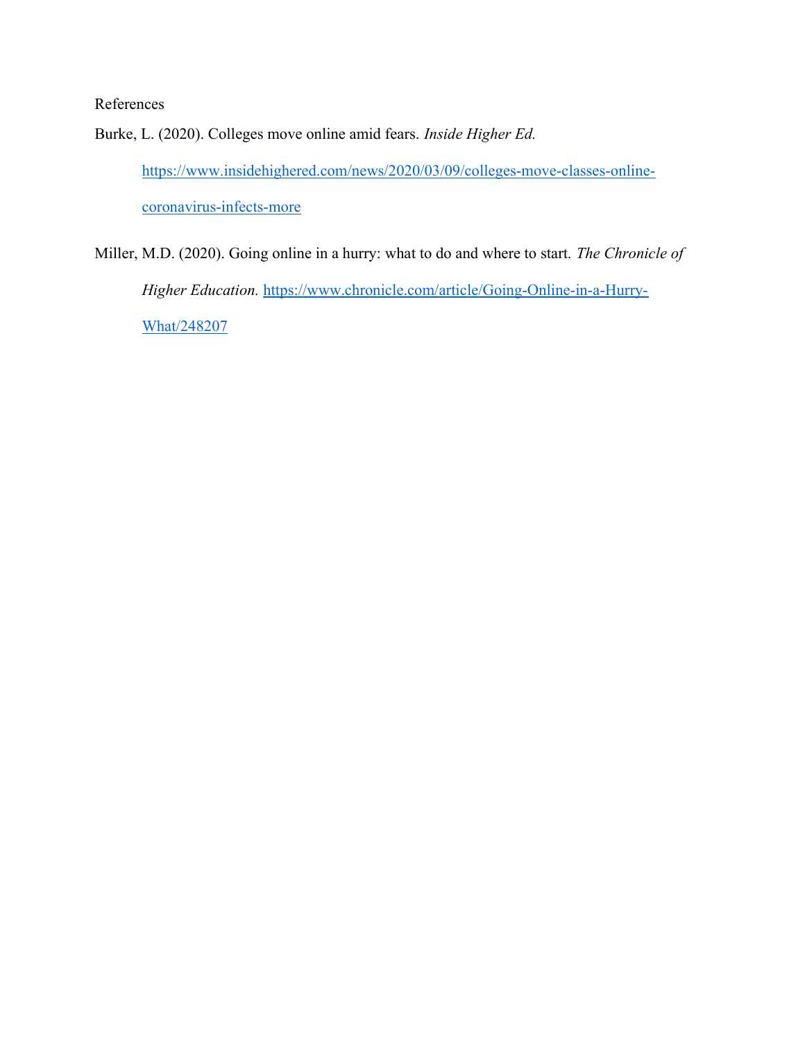# References

Burke, L. (2020). Colleges move online amid fears. *Inside Higher Ed.* https://www.insidehighered.com/news/2020/03/09/colleges-move-classes-online-coronavirus-infects-more

Miller, M.D. (2020). Going online in a hurry: what to do and where to start. *The Chronicle of Higher Education.* https://www.chronicle.com/article/Going-Online-in-a-Hurry-What/248207